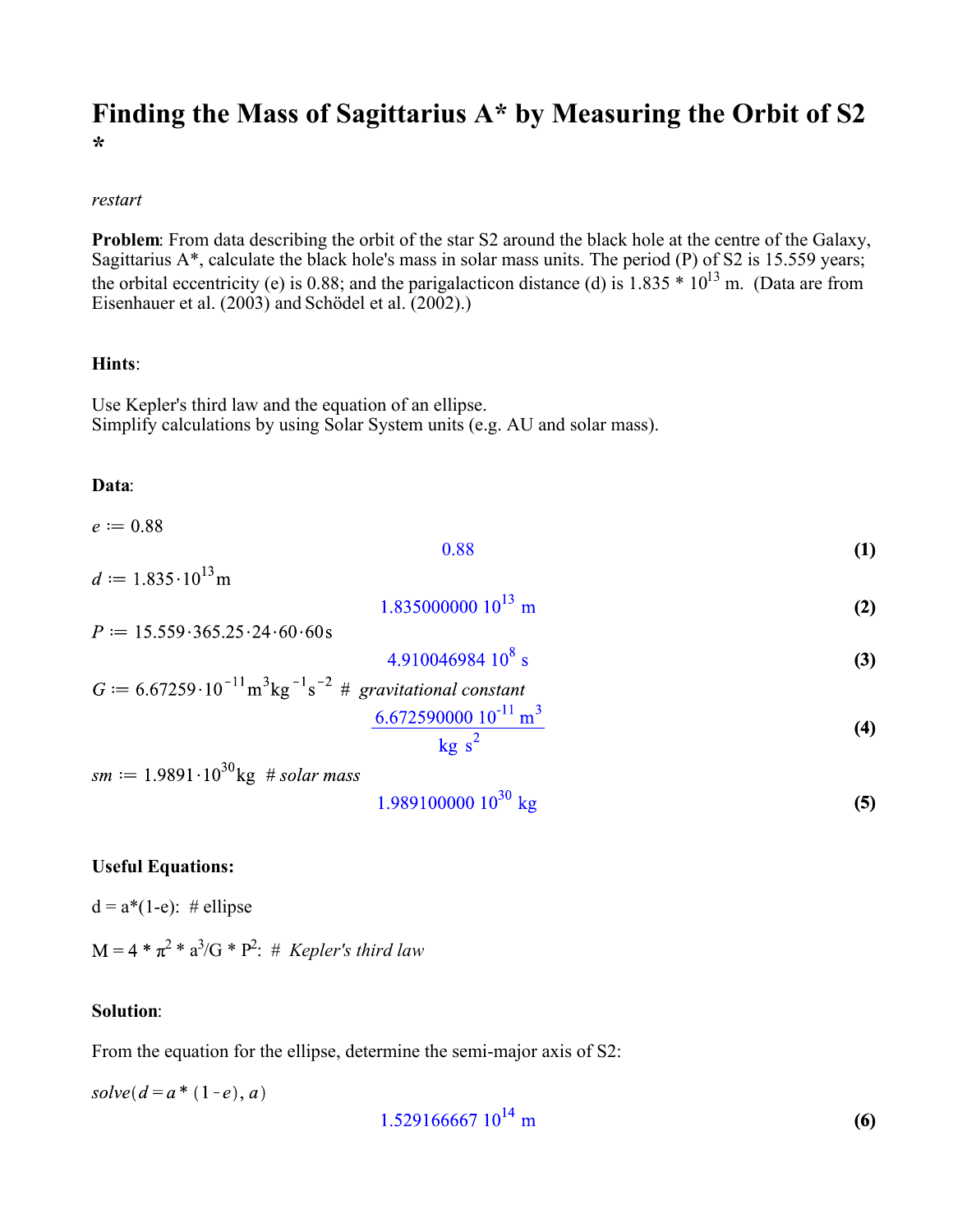# Finding the Mass of Sagittarius A* by Measuring the Orbit of S2 *

*restart*

**Problem**: From data describing the orbit of the star S2 around the black hole at the centre of the Galaxy, Sagittarius A*, calculate the black hole's mass in solar mass units. The period (P) of S2 is 15.559 years; the orbital eccentricity (e) is 0.88; and the parigalacticon distance (d) is $1.835 * 10^{13}$ m. (Data are from Eisenhauer et al. (2003) and Schödel et al. (2002).)

**Hints**:

Use Kepler's third law and the equation of an ellipse.
Simplify calculations by using Solar System units (e.g. AU and solar mass).

**Data**:

$e := 0.88$

$$0.88 \tag{1}$$

$d := 1.835 \cdot 10^{13} \text{m}$

$$1.835000000\ 10^{13}\ \text{m} \tag{2}$$

$P := 15.559 \cdot 365.25 \cdot 24 \cdot 60 \cdot 60 \text{s}$

$$4.910046984\ 10^{8}\ \text{s} \tag{3}$$

$G := 6.67259 \cdot 10^{-11} \text{m}^3 \text{kg}^{-1} \text{s}^{-2}$ # *gravitational constant*

$$\frac{6.672590000\ 10^{-11}\ \text{m}^3}{\text{kg}\ \text{s}^2} \tag{4}$$

$sm := 1.9891 \cdot 10^{30} \text{kg}$ # *solar mass*

$$1.989100000\ 10^{30}\ \text{kg} \tag{5}$$

**Useful Equations:**

d = a*(1-e): # ellipse

M = 4 * $\pi^2$ * $a^3$/G * $P^2$: # *Kepler's third law*

**Solution**:

From the equation for the ellipse, determine the semi-major axis of S2:

*solve*$(d = a * (1 - e), a)$

$$1.529166667\ 10^{14}\ \text{m} \tag{6}$$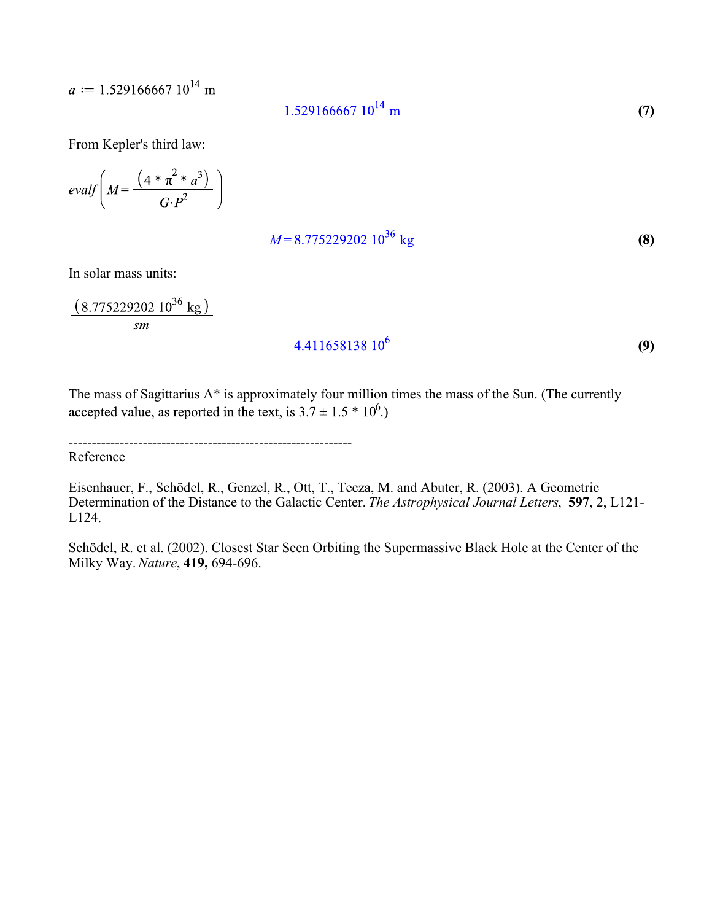$a := 1.529166667\ 10^{14}\ \text{m}$

$$1.529166667\ 10^{14}\ \text{m} \tag{7}$$

From Kepler's third law:

$$evalf\left(M = \frac{(4 * \pi^2 * a^3)}{G \cdot P^2}\right)$$

$$M = 8.775229202\ 10^{36}\ \text{kg} \tag{8}$$

In solar mass units:

$$\frac{(8.775229202\ 10^{36}\ \text{kg})}{sm}$$

$$4.411658138\ 10^{6} \tag{9}$$

The mass of Sagittarius A* is approximately four million times the mass of the Sun. (The currently accepted value, as reported in the text, is $3.7 \pm 1.5 * 10^6$.)

------------------------------------------------------------

Reference

Eisenhauer, F., Schödel, R., Genzel, R., Ott, T., Tecza, M. and Abuter, R. (2003). A Geometric Determination of the Distance to the Galactic Center. *The Astrophysical Journal Letters*, **597**, 2, L121-L124.

Schödel, R. et al. (2002). Closest Star Seen Orbiting the Supermassive Black Hole at the Center of the Milky Way. *Nature*, **419,** 694-696.